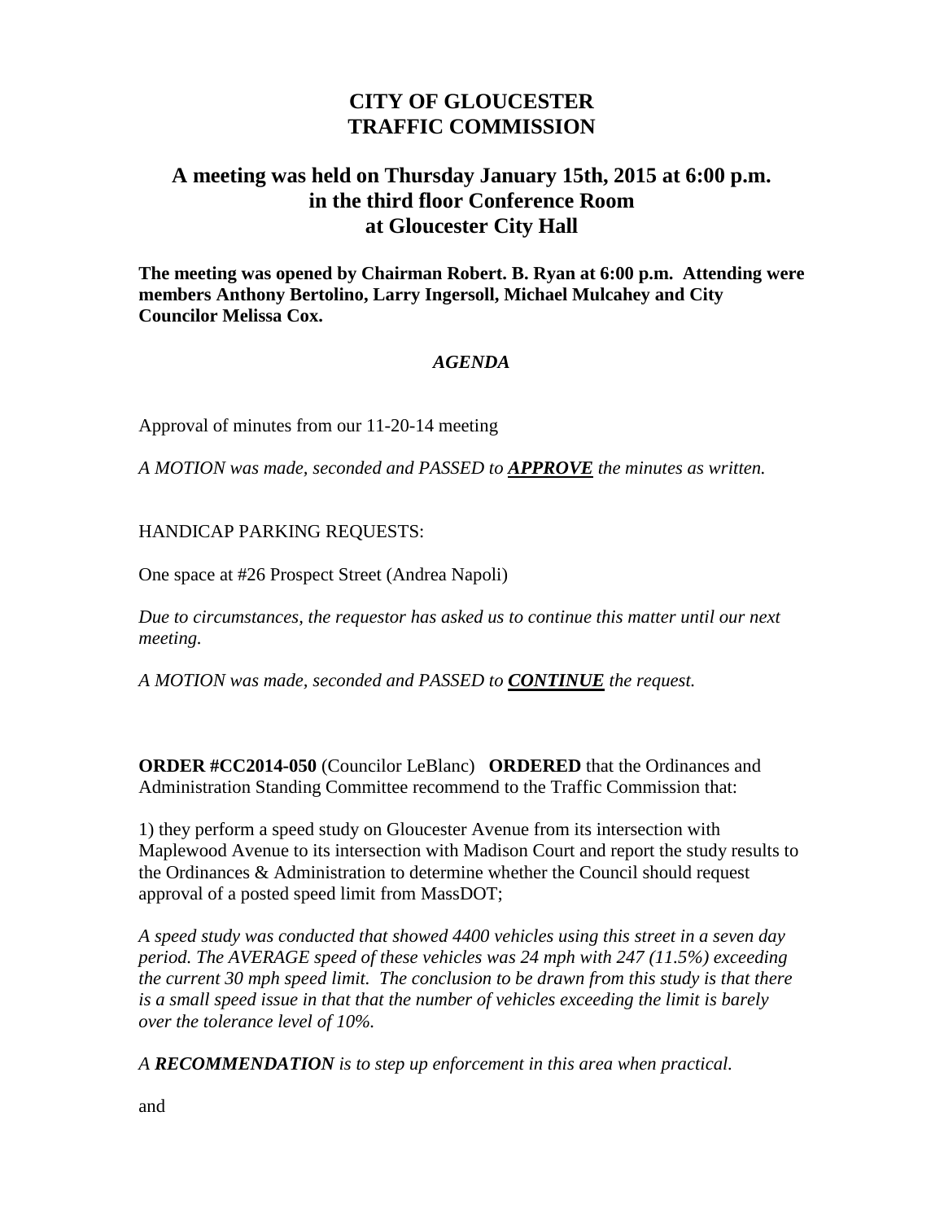# CITY OF GLOUCESTER
# TRAFFIC COMMISSION

## A meeting was held on Thursday January 15th, 2015 at 6:00 p.m. in the third floor Conference Room at Gloucester City Hall

**The meeting was opened by Chairman Robert. B. Ryan at 6:00 p.m. Attending were members Anthony Bertolino, Larry Ingersoll, Michael Mulcahey and City Councilor Melissa Cox.**

***AGENDA***

Approval of minutes from our 11-20-14 meeting

*A MOTION was made, seconded and PASSED to **APPROVE** the minutes as written.*

HANDICAP PARKING REQUESTS:

One space at #26 Prospect Street (Andrea Napoli)

*Due to circumstances, the requestor has asked us to continue this matter until our next meeting.*

*A MOTION was made, seconded and PASSED to **CONTINUE** the request.*

**ORDER #CC2014-050** (Councilor LeBlanc) **ORDERED** that the Ordinances and Administration Standing Committee recommend to the Traffic Commission that:

1) they perform a speed study on Gloucester Avenue from its intersection with Maplewood Avenue to its intersection with Madison Court and report the study results to the Ordinances & Administration to determine whether the Council should request approval of a posted speed limit from MassDOT;

*A speed study was conducted that showed 4400 vehicles using this street in a seven day period. The AVERAGE speed of these vehicles was 24 mph with 247 (11.5%) exceeding the current 30 mph speed limit. The conclusion to be drawn from this study is that there is a small speed issue in that that the number of vehicles exceeding the limit is barely over the tolerance level of 10%.*

*A **RECOMMENDATION** is to step up enforcement in this area when practical.*

and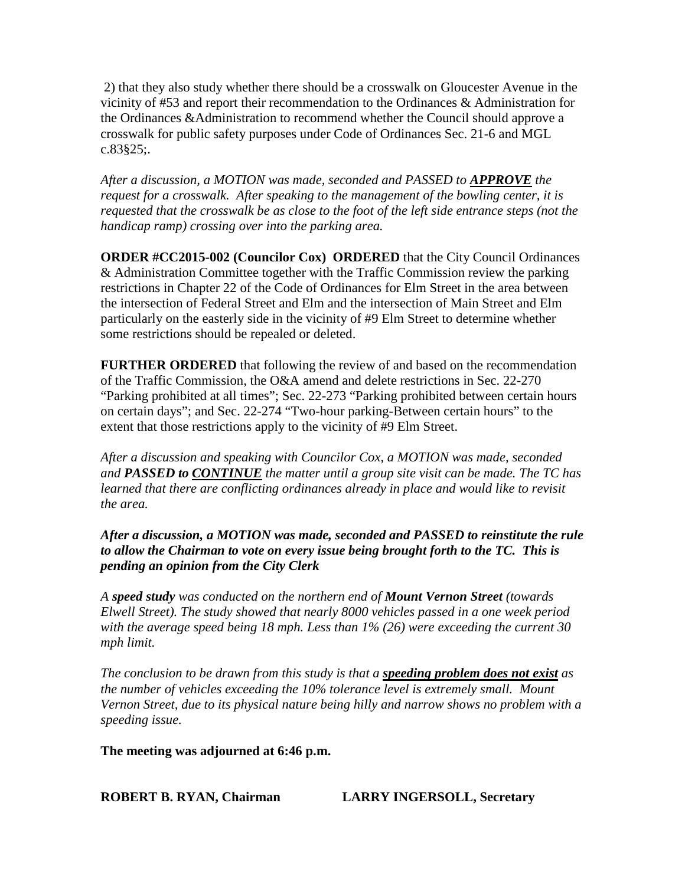2) that they also study whether there should be a crosswalk on Gloucester Avenue in the vicinity of #53 and report their recommendation to the Ordinances & Administration for the Ordinances &Administration to recommend whether the Council should approve a crosswalk for public safety purposes under Code of Ordinances Sec. 21-6 and MGL c.83§25;.

*After a discussion, a MOTION was made, seconded and PASSED to* ***APPROVE*** *the request for a crosswalk. After speaking to the management of the bowling center, it is requested that the crosswalk be as close to the foot of the left side entrance steps (not the handicap ramp) crossing over into the parking area.*

**ORDER #CC2015-002 (Councilor Cox) ORDERED** that the City Council Ordinances & Administration Committee together with the Traffic Commission review the parking restrictions in Chapter 22 of the Code of Ordinances for Elm Street in the area between the intersection of Federal Street and Elm and the intersection of Main Street and Elm particularly on the easterly side in the vicinity of #9 Elm Street to determine whether some restrictions should be repealed or deleted.

**FURTHER ORDERED** that following the review of and based on the recommendation of the Traffic Commission, the O&A amend and delete restrictions in Sec. 22-270 "Parking prohibited at all times"; Sec. 22-273 "Parking prohibited between certain hours on certain days"; and Sec. 22-274 "Two-hour parking-Between certain hours" to the extent that those restrictions apply to the vicinity of #9 Elm Street.

*After a discussion and speaking with Councilor Cox, a MOTION was made, seconded and* ***PASSED to CONTINUE*** *the matter until a group site visit can be made. The TC has learned that there are conflicting ordinances already in place and would like to revisit the area.*

***After a discussion, a MOTION was made, seconded and PASSED to reinstitute the rule to allow the Chairman to vote on every issue being brought forth to the TC. This is pending an opinion from the City Clerk***

*A* ***speed study*** *was conducted on the northern end of* ***Mount Vernon Street*** *(towards Elwell Street). The study showed that nearly 8000 vehicles passed in a one week period with the average speed being 18 mph. Less than 1% (26) were exceeding the current 30 mph limit.*

*The conclusion to be drawn from this study is that a* ***speeding problem does not exist*** *as the number of vehicles exceeding the 10% tolerance level is extremely small. Mount Vernon Street, due to its physical nature being hilly and narrow shows no problem with a speeding issue.*

**The meeting was adjourned at 6:46 p.m.**

**ROBERT B. RYAN, Chairman** **LARRY INGERSOLL, Secretary**